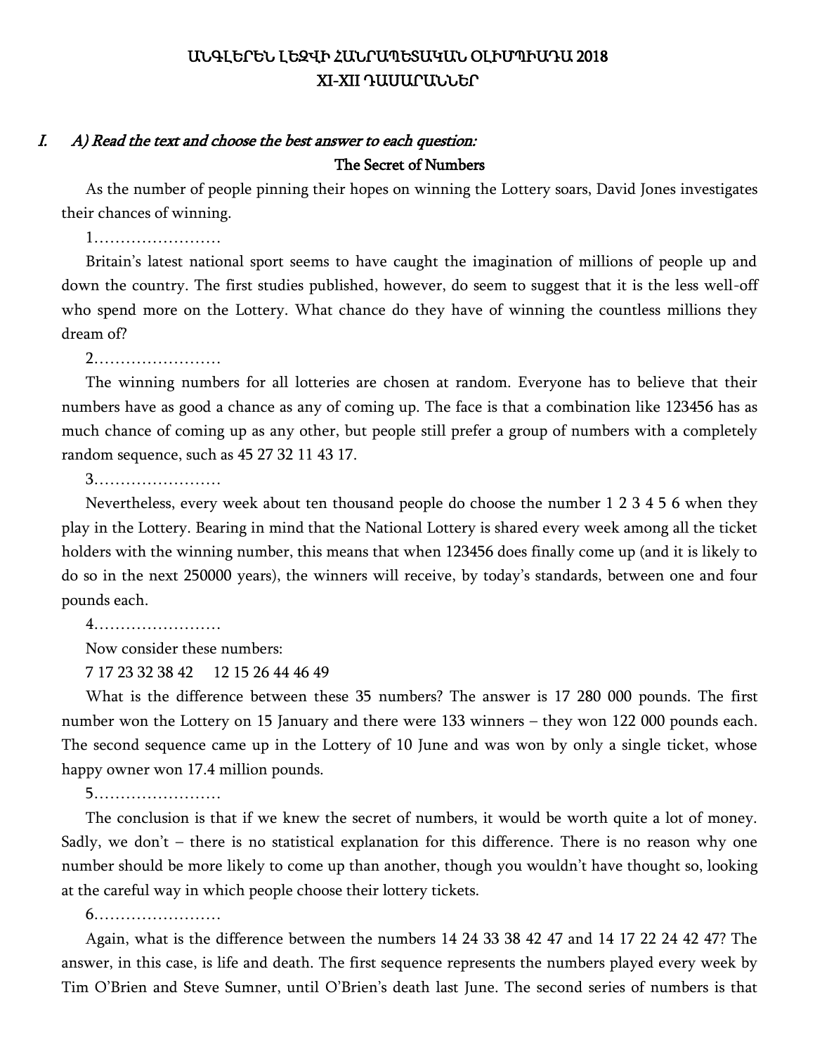# ԱՆԳԼԵՐԵՆ ԼԵԶՎԻ ՀԱՆՐԱՊԵՏԱԿԱՆ ՕԼԻՄՊԻԱԴԱ 2018
## XI-XII ԴԱՍԱՐԱՆՆԵՐ

*I. A) Read the text and choose the best answer to each question:*

**The Secret of Numbers**

As the number of people pinning their hopes on winning the Lottery soars, David Jones investigates their chances of winning.

1……………………

Britain's latest national sport seems to have caught the imagination of millions of people up and down the country. The first studies published, however, do seem to suggest that it is the less well-off who spend more on the Lottery. What chance do they have of winning the countless millions they dream of?

2……………………

The winning numbers for all lotteries are chosen at random. Everyone has to believe that their numbers have as good a chance as any of coming up. The face is that a combination like 123456 has as much chance of coming up as any other, but people still prefer a group of numbers with a completely random sequence, such as 45 27 32 11 43 17.

3……………………

Nevertheless, every week about ten thousand people do choose the number 1 2 3 4 5 6 when they play in the Lottery. Bearing in mind that the National Lottery is shared every week among all the ticket holders with the winning number, this means that when 123456 does finally come up (and it is likely to do so in the next 250000 years), the winners will receive, by today's standards, between one and four pounds each.

4……………………

Now consider these numbers:

7 17 23 32 38 42     12 15 26 44 46 49

What is the difference between these 35 numbers? The answer is 17 280 000 pounds. The first number won the Lottery on 15 January and there were 133 winners – they won 122 000 pounds each. The second sequence came up in the Lottery of 10 June and was won by only a single ticket, whose happy owner won 17.4 million pounds.

5……………………

The conclusion is that if we knew the secret of numbers, it would be worth quite a lot of money. Sadly, we don't – there is no statistical explanation for this difference. There is no reason why one number should be more likely to come up than another, though you wouldn't have thought so, looking at the careful way in which people choose their lottery tickets.

6……………………

Again, what is the difference between the numbers 14 24 33 38 42 47 and 14 17 22 24 42 47? The answer, in this case, is life and death. The first sequence represents the numbers played every week by Tim O'Brien and Steve Sumner, until O'Brien's death last June. The second series of numbers is that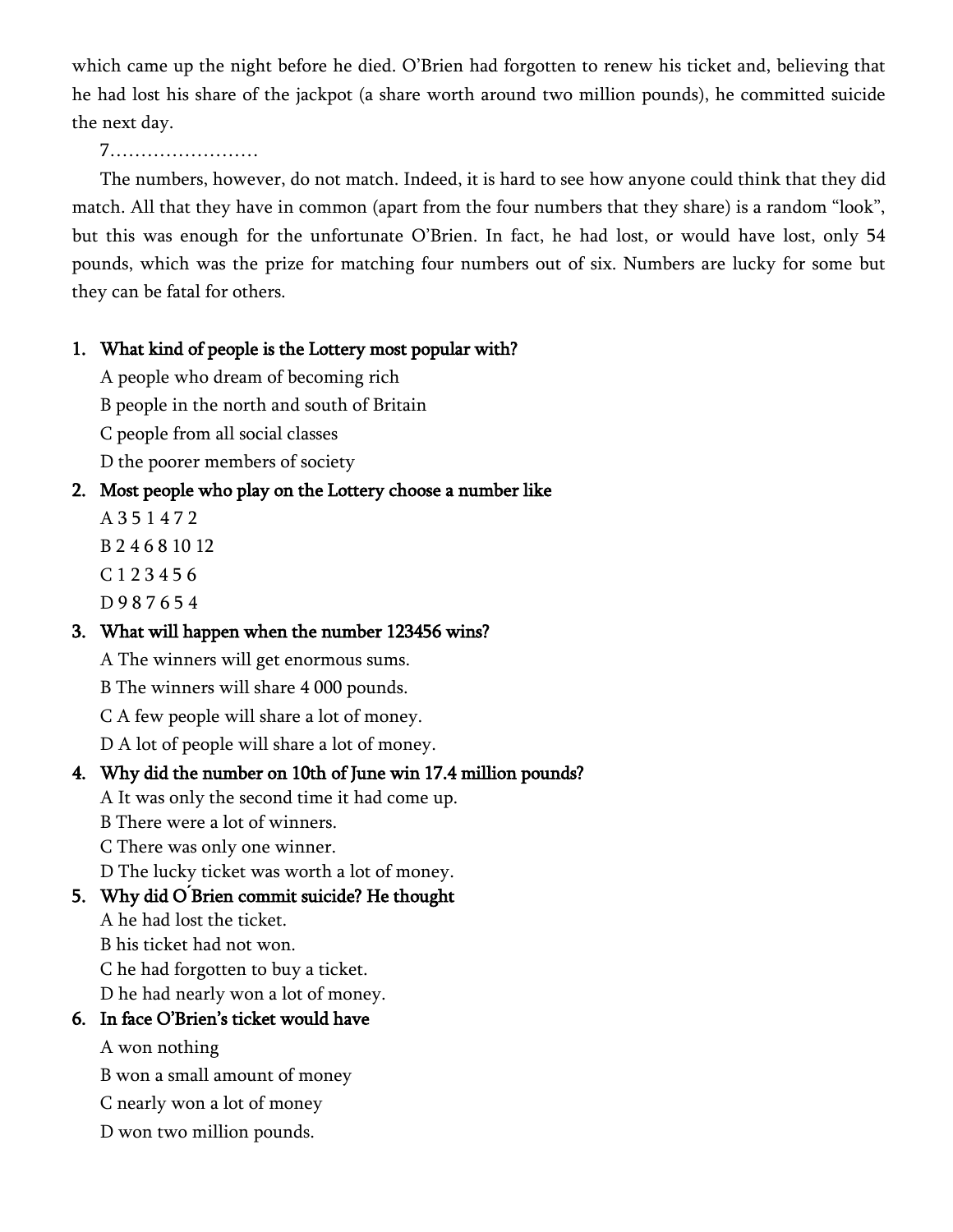which came up the night before he died. O'Brien had forgotten to renew his ticket and, believing that he had lost his share of the jackpot (a share worth around two million pounds), he committed suicide the next day.

7……………………

The numbers, however, do not match. Indeed, it is hard to see how anyone could think that they did match. All that they have in common (apart from the four numbers that they share) is a random "look", but this was enough for the unfortunate O'Brien. In fact, he had lost, or would have lost, only 54 pounds, which was the prize for matching four numbers out of six. Numbers are lucky for some but they can be fatal for others.

1. **What kind of people is the Lottery most popular with?**
   A people who dream of becoming rich
   B people in the north and south of Britain
   C people from all social classes
   D the poorer members of society
2. **Most people who play on the Lottery choose a number like**
   A 3 5 1 4 7 2
   B 2 4 6 8 10 12
   C 1 2 3 4 5 6
   D 9 8 7 6 5 4
3. **What will happen when the number 123456 wins?**
   A The winners will get enormous sums.
   B The winners will share 4 000 pounds.
   C A few people will share a lot of money.
   D A lot of people will share a lot of money.
4. **Why did the number on 10th of June win 17.4 million pounds?**
   A It was only the second time it had come up.
   B There were a lot of winners.
   C There was only one winner.
   D The lucky ticket was worth a lot of money.
5. **Why did O'Brien commit suicide? He thought**
   A he had lost the ticket.
   B his ticket had not won.
   C he had forgotten to buy a ticket.
   D he had nearly won a lot of money.
6. **In face O'Brien's ticket would have**
   A won nothing
   B won a small amount of money
   C nearly won a lot of money
   D won two million pounds.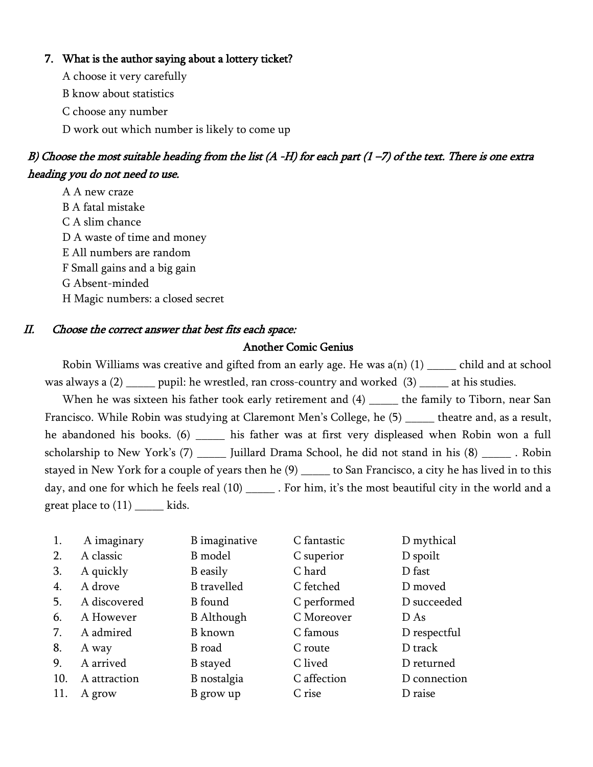7. **What is the author saying about a lottery ticket?**

   A choose it very carefully

   B know about statistics

   C choose any number

   D work out which number is likely to come up

***B) Choose the most suitable heading from the list (A -H) for each part (1 –7) of the text. There is one extra heading you do not need to use.***

A A new craze

B A fatal mistake

C A slim chance

D A waste of time and money

E All numbers are random

F Small gains and a big gain

G Absent-minded

H Magic numbers: a closed secret

## II. *Choose the correct answer that best fits each space:*

### Another Comic Genius

Robin Williams was creative and gifted from an early age. He was a(n) (1) _____ child and at school was always a (2) _____ pupil: he wrestled, ran cross-country and worked (3) _____ at his studies.

When he was sixteen his father took early retirement and (4) _____ the family to Tiborn, near San Francisco. While Robin was studying at Claremont Men's College, he (5) _____ theatre and, as a result, he abandoned his books. (6) _____ his father was at first very displeased when Robin won a full scholarship to New York's (7) _____ Juillard Drama School, he did not stand in his (8) _____ . Robin stayed in New York for a couple of years then he (9) _____ to San Francisco, a city he has lived in to this day, and one for which he feels real (10) _____ . For him, it's the most beautiful city in the world and a great place to (11) _____ kids.

| | | | | |
|---|---|---|---|---|
| 1. | A imaginary | B imaginative | C fantastic | D mythical |
| 2. | A classic | B model | C superior | D spoilt |
| 3. | A quickly | B easily | C hard | D fast |
| 4. | A drove | B travelled | C fetched | D moved |
| 5. | A discovered | B found | C performed | D succeeded |
| 6. | A However | B Although | C Moreover | D As |
| 7. | A admired | B known | C famous | D respectful |
| 8. | A way | B road | C route | D track |
| 9. | A arrived | B stayed | C lived | D returned |
| 10. | A attraction | B nostalgia | C affection | D connection |
| 11. | A grow | B grow up | C rise | D raise |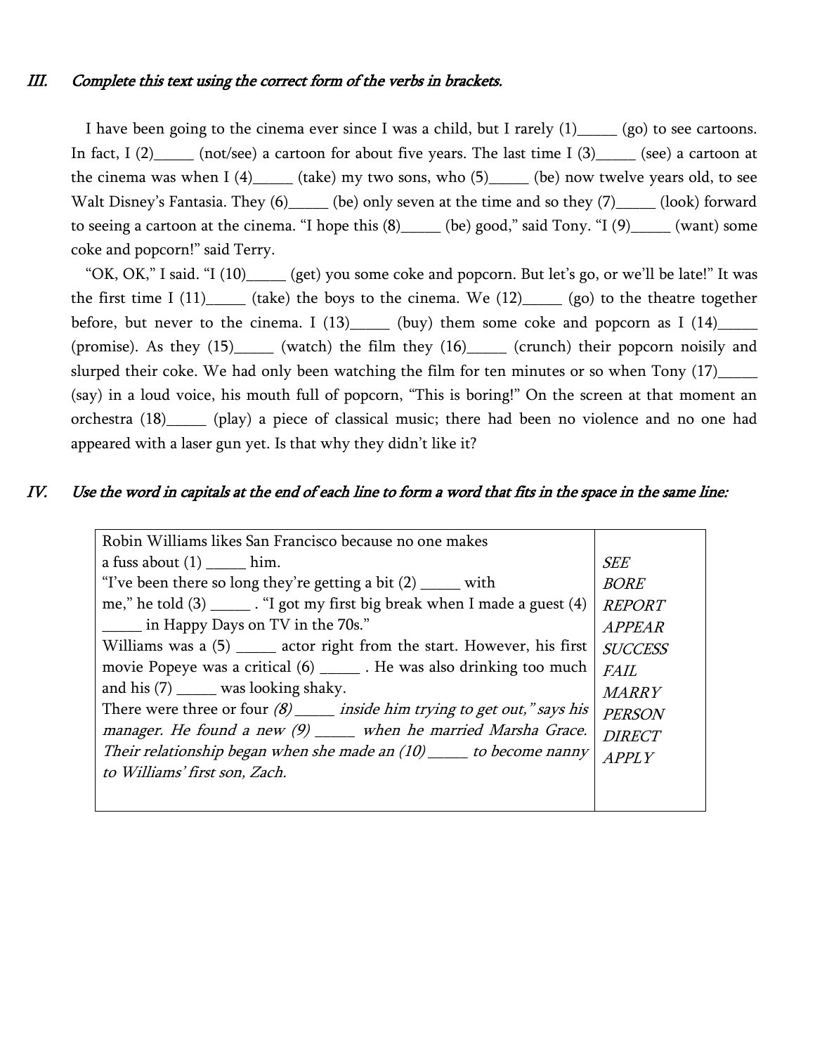## III. *Complete this text using the correct form of the verbs in brackets.*

I have been going to the cinema ever since I was a child, but I rarely (1)_____ (go) to see cartoons. In fact, I (2)_____ (not/see) a cartoon for about five years. The last time I (3)_____ (see) a cartoon at the cinema was when I (4)_____ (take) my two sons, who (5)_____ (be) now twelve years old, to see Walt Disney's Fantasia. They (6)_____ (be) only seven at the time and so they (7)_____ (look) forward to seeing a cartoon at the cinema. "I hope this (8)_____ (be) good," said Tony. "I (9)_____ (want) some coke and popcorn!" said Terry.

"OK, OK," I said. "I (10)_____ (get) you some coke and popcorn. But let's go, or we'll be late!" It was the first time I (11)_____ (take) the boys to the cinema. We (12)_____ (go) to the theatre together before, but never to the cinema. I (13)_____ (buy) them some coke and popcorn as I (14)_____ (promise). As they (15)_____ (watch) the film they (16)_____ (crunch) their popcorn noisily and slurped their coke. We had only been watching the film for ten minutes or so when Tony (17)_____ (say) in a loud voice, his mouth full of popcorn, "This is boring!" On the screen at that moment an orchestra (18)_____ (play) a piece of classical music; there had been no violence and no one had appeared with a laser gun yet. Is that why they didn't like it?

## IV. *Use the word in capitals at the end of each line to form a word that fits in the space in the same line:*

| | |
|---|---|
| Robin Williams likes San Francisco because no one makes | |
| a fuss about (1) _____ him. | *SEE* |
| "I've been there so long they're getting a bit (2) _____ with | *BORE* |
| me," he told (3) _____ . "I got my first big break when I made a guest (4) | *REPORT* |
| _____ in Happy Days on TV in the 70s." | *APPEAR* |
| Williams was a (5) _____ actor right from the start. However, his first | *SUCCESS* |
| movie Popeye was a critical (6) _____ . He was also drinking too much | *FAIL* |
| and his (7) _____ was looking shaky. | *MARRY* |
| There were three or four *(8) _____ inside him trying to get out," says his* | *PERSON* |
| *manager. He found a new (9) _____ when he married Marsha Grace.* | *DIRECT* |
| *Their relationship began when she made an (10) _____ to become nanny* | *APPLY* |
| *to Williams' first son, Zach.* | |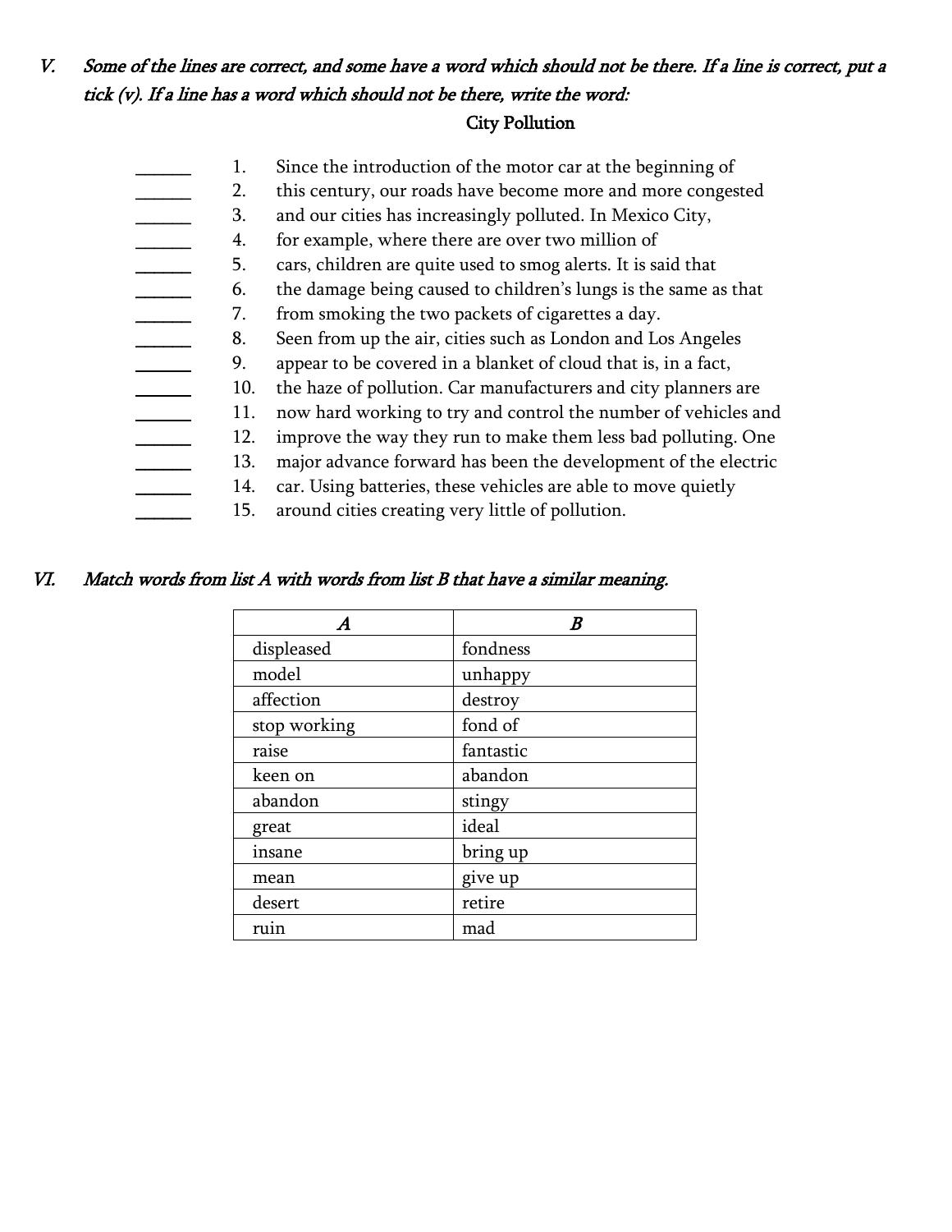## V. *Some of the lines are correct, and some have a word which should not be there. If a line is correct, put a tick (v). If a line has a word which should not be there, write the word:*

### City Pollution

______ 1. Since the introduction of the motor car at the beginning of
______ 2. this century, our roads have become more and more congested
______ 3. and our cities has increasingly polluted. In Mexico City,
______ 4. for example, where there are over two million of
______ 5. cars, children are quite used to smog alerts. It is said that
______ 6. the damage being caused to children's lungs is the same as that
______ 7. from smoking the two packets of cigarettes a day.
______ 8. Seen from up the air, cities such as London and Los Angeles
______ 9. appear to be covered in a blanket of cloud that is, in a fact,
______ 10. the haze of pollution. Car manufacturers and city planners are
______ 11. now hard working to try and control the number of vehicles and
______ 12. improve the way they run to make them less bad polluting. One
______ 13. major advance forward has been the development of the electric
______ 14. car. Using batteries, these vehicles are able to move quietly
______ 15. around cities creating very little of pollution.

## VI. *Match words from list A with words from list B that have a similar meaning.*

| *A* | *B* |
|---|---|
| displeased | fondness |
| model | unhappy |
| affection | destroy |
| stop working | fond of |
| raise | fantastic |
| keen on | abandon |
| abandon | stingy |
| great | ideal |
| insane | bring up |
| mean | give up |
| desert | retire |
| ruin | mad |